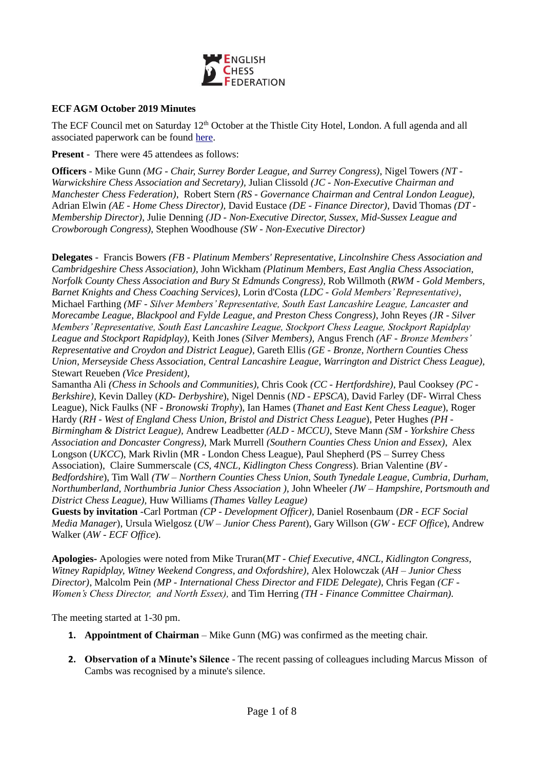ENGLISH CHESS FEDERATION

**ECF AGM October 2019 Minutes**

The ECF Council met on Saturday 12th October at the Thistle City Hotel, London. A full agenda and all associated paperwork can be found here.

**Present** - There were 45 attendees as follows:

**Officers** - Mike Gunn *(MG - Chair, Surrey Border League, and Surrey Congress)*, Nigel Towers *(NT - Warwickshire Chess Association and Secretary)*, Julian Clissold *(JC - Non-Executive Chairman and Manchester Chess Federation)*, Robert Stern *(RS - Governance Chairman and Central London League)*, Adrian Elwin *(AE - Home Chess Director)*, David Eustace *(DE - Finance Director)*, David Thomas *(DT - Membership Director)*, Julie Denning *(JD - Non-Executive Director, Sussex, Mid-Sussex League and Crowborough Congress)*, Stephen Woodhouse *(SW - Non-Executive Director)*

**Delegates** - Francis Bowers *(FB - Platinum Members' Representative, Lincolnshire Chess Association and Cambridgeshire Chess Association)*, John Wickham *(Platinum Members, East Anglia Chess Association, Norfolk County Chess Association and Bury St Edmunds Congress)*, Rob Willmoth (*RWM - Gold Members, Barnet Knights and Chess Coaching Services*), Lorin d'Costa *(LDC - Gold Members' Representative)*, Michael Farthing *(MF - Silver Members' Representative, South East Lancashire League, Lancaster and Morecambe League, Blackpool and Fylde League, and Preston Chess Congress)*, John Reyes *(JR - Silver Members' Representative, South East Lancashire League, Stockport Chess League, Stockport Rapidplay League and Stockport Rapidplay)*, Keith Jones *(Silver Members)*, Angus French *(AF - Bronze Members' Representative and Croydon and District League)*, Gareth Ellis *(GE - Bronze, Northern Counties Chess Union, Merseyside Chess Association, Central Lancashire League, Warrington and District Chess League)*, Stewart Reuben *(Vice President)*,
Samantha Ali *(Chess in Schools and Communities)*, Chris Cook *(CC - Hertfordshire)*, Paul Cooksey *(PC - Berkshire)*, Kevin Dalley (*KD- Derbyshire*), Nigel Dennis (*ND - EPSCA*), David Farley (DF- Wirral Chess League), Nick Faulks (*NF - Bronowski Trophy*), Ian Hames (*Thanet and East Kent Chess League*), Roger Hardy (*RH - West of England Chess Union, Bristol and District Chess League*), Peter Hughes *(PH - Birmingham & District League)*, Andrew Leadbetter *(ALD - MCCU)*, Steve Mann *(SM - Yorkshire Chess Association and Doncaster Congress)*, Mark Murrell *(Southern Counties Chess Union and Essex)*, Alex Longson (*UKCC*), Mark Rivlin (MR - London Chess League), Paul Shepherd (PS – Surrey Chess Association), Claire Summerscale (*CS, 4NCL, Kidlington Chess Congress*). Brian Valentine (*BV - Bedfordshire*), Tim Wall *(TW – Northern Counties Chess Union, South Tynedale League, Cumbria, Durham, Northumberland, Northumbria Junior Chess Association )*, John Wheeler *(JW – Hampshire, Portsmouth and District Chess League)*, Huw Williams *(Thames Valley League)*
**Guests by invitation** -Carl Portman *(CP - Development Officer)*, Daniel Rosenbaum (*DR - ECF Social Media Manager*), Ursula Wielgosz (*UW – Junior Chess Parent*), Gary Willson (*GW - ECF Office*), Andrew Walker (*AW - ECF Office*).

**Apologies**- Apologies were noted from Mike Truran(*MT - Chief Executive, 4NCL, Kidlington Congress, Witney Rapidplay, Witney Weekend Congress, and Oxfordshire)*, Alex Holowczak (*AH – Junior Chess Director)*, Malcolm Pein *(MP - International Chess Director and FIDE Delegate)*, Chris Fegan *(CF - Women's Chess Director, and North Essex)*, and Tim Herring *(TH - Finance Committee Chairman)*.

The meeting started at 1-30 pm.

1. **Appointment of Chairman** – Mike Gunn (MG) was confirmed as the meeting chair.

2. **Observation of a Minute's Silence** - The recent passing of colleagues including Marcus Misson of Cambs was recognised by a minute's silence.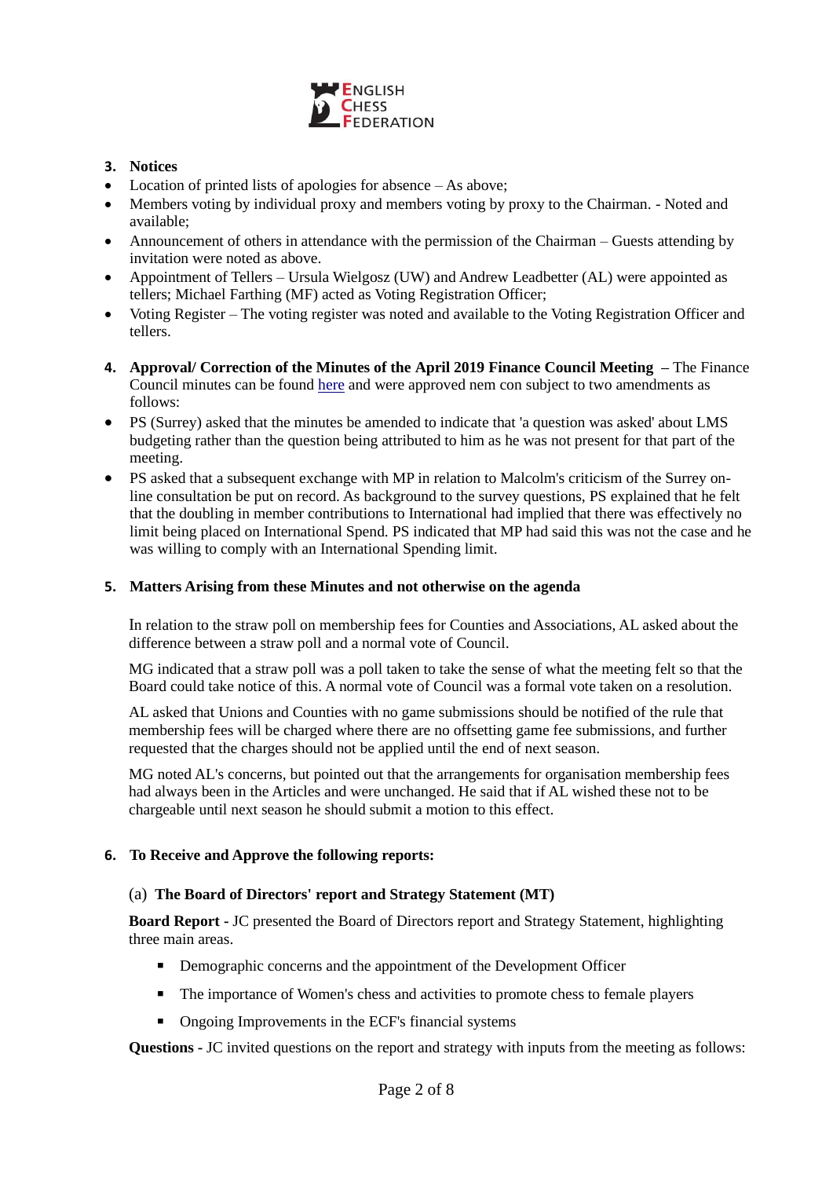**3. Notices**

- Location of printed lists of apologies for absence – As above;
- Members voting by individual proxy and members voting by proxy to the Chairman. - Noted and available;
- Announcement of others in attendance with the permission of the Chairman – Guests attending by invitation were noted as above.
- Appointment of Tellers – Ursula Wielgosz (UW) and Andrew Leadbetter (AL) were appointed as tellers; Michael Farthing (MF) acted as Voting Registration Officer;
- Voting Register – The voting register was noted and available to the Voting Registration Officer and tellers.

**4. Approval/ Correction of the Minutes of the April 2019 Finance Council Meeting –** The Finance Council minutes can be found here and were approved nem con subject to two amendments as follows:

- PS (Surrey) asked that the minutes be amended to indicate that 'a question was asked' about LMS budgeting rather than the question being attributed to him as he was not present for that part of the meeting.
- PS asked that a subsequent exchange with MP in relation to Malcolm's criticism of the Surrey on-line consultation be put on record. As background to the survey questions, PS explained that he felt that the doubling in member contributions to International had implied that there was effectively no limit being placed on International Spend. PS indicated that MP had said this was not the case and he was willing to comply with an International Spending limit.

**5. Matters Arising from these Minutes and not otherwise on the agenda**

In relation to the straw poll on membership fees for Counties and Associations, AL asked about the difference between a straw poll and a normal vote of Council.

MG indicated that a straw poll was a poll taken to take the sense of what the meeting felt so that the Board could take notice of this. A normal vote of Council was a formal vote taken on a resolution.

AL asked that Unions and Counties with no game submissions should be notified of the rule that membership fees will be charged where there are no offsetting game fee submissions, and further requested that the charges should not be applied until the end of next season.

MG noted AL's concerns, but pointed out that the arrangements for organisation membership fees had always been in the Articles and were unchanged. He said that if AL wished these not to be chargeable until next season he should submit a motion to this effect.

**6. To Receive and Approve the following reports:**

(a) **The Board of Directors' report and Strategy Statement (MT)**

**Board Report** - JC presented the Board of Directors report and Strategy Statement, highlighting three main areas.

- Demographic concerns and the appointment of the Development Officer
- The importance of Women's chess and activities to promote chess to female players
- Ongoing Improvements in the ECF's financial systems

**Questions** - JC invited questions on the report and strategy with inputs from the meeting as follows: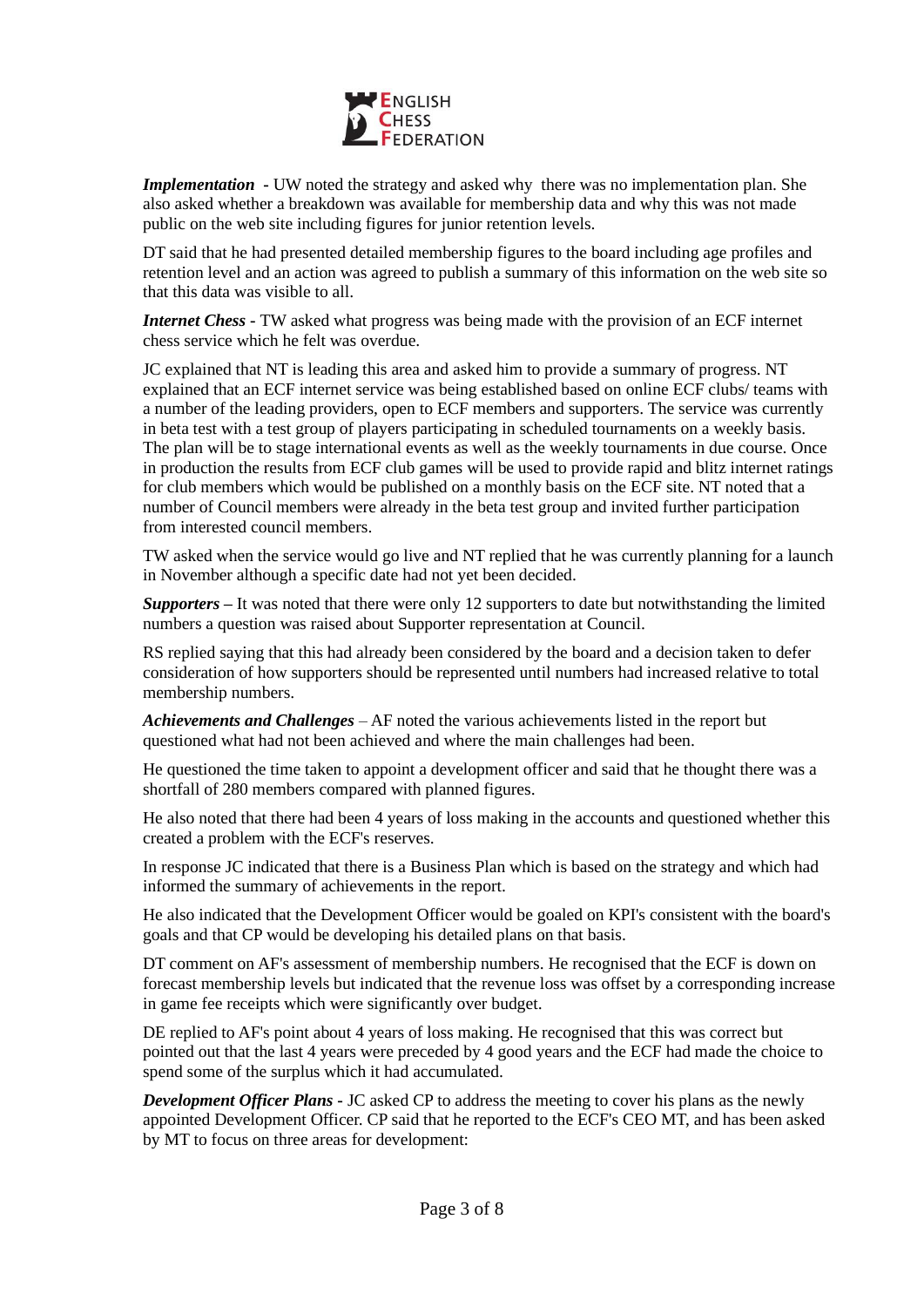***Implementation*** **-** UW noted the strategy and asked why there was no implementation plan. She also asked whether a breakdown was available for membership data and why this was not made public on the web site including figures for junior retention levels.

DT said that he had presented detailed membership figures to the board including age profiles and retention level and an action was agreed to publish a summary of this information on the web site so that this data was visible to all.

***Internet Chess*** **-** TW asked what progress was being made with the provision of an ECF internet chess service which he felt was overdue.

JC explained that NT is leading this area and asked him to provide a summary of progress. NT explained that an ECF internet service was being established based on online ECF clubs/ teams with a number of the leading providers, open to ECF members and supporters. The service was currently in beta test with a test group of players participating in scheduled tournaments on a weekly basis. The plan will be to stage international events as well as the weekly tournaments in due course. Once in production the results from ECF club games will be used to provide rapid and blitz internet ratings for club members which would be published on a monthly basis on the ECF site. NT noted that a number of Council members were already in the beta test group and invited further participation from interested council members.

TW asked when the service would go live and NT replied that he was currently planning for a launch in November although a specific date had not yet been decided.

***Supporters*** **–** It was noted that there were only 12 supporters to date but notwithstanding the limited numbers a question was raised about Supporter representation at Council.

RS replied saying that this had already been considered by the board and a decision taken to defer consideration of how supporters should be represented until numbers had increased relative to total membership numbers.

***Achievements and Challenges*** – AF noted the various achievements listed in the report but questioned what had not been achieved and where the main challenges had been.

He questioned the time taken to appoint a development officer and said that he thought there was a shortfall of 280 members compared with planned figures.

He also noted that there had been 4 years of loss making in the accounts and questioned whether this created a problem with the ECF's reserves.

In response JC indicated that there is a Business Plan which is based on the strategy and which had informed the summary of achievements in the report.

He also indicated that the Development Officer would be goaled on KPI's consistent with the board's goals and that CP would be developing his detailed plans on that basis.

DT comment on AF's assessment of membership numbers. He recognised that the ECF is down on forecast membership levels but indicated that the revenue loss was offset by a corresponding increase in game fee receipts which were significantly over budget.

DE replied to AF's point about 4 years of loss making. He recognised that this was correct but pointed out that the last 4 years were preceded by 4 good years and the ECF had made the choice to spend some of the surplus which it had accumulated.

***Development Officer Plans*** **-** JC asked CP to address the meeting to cover his plans as the newly appointed Development Officer. CP said that he reported to the ECF's CEO MT, and has been asked by MT to focus on three areas for development: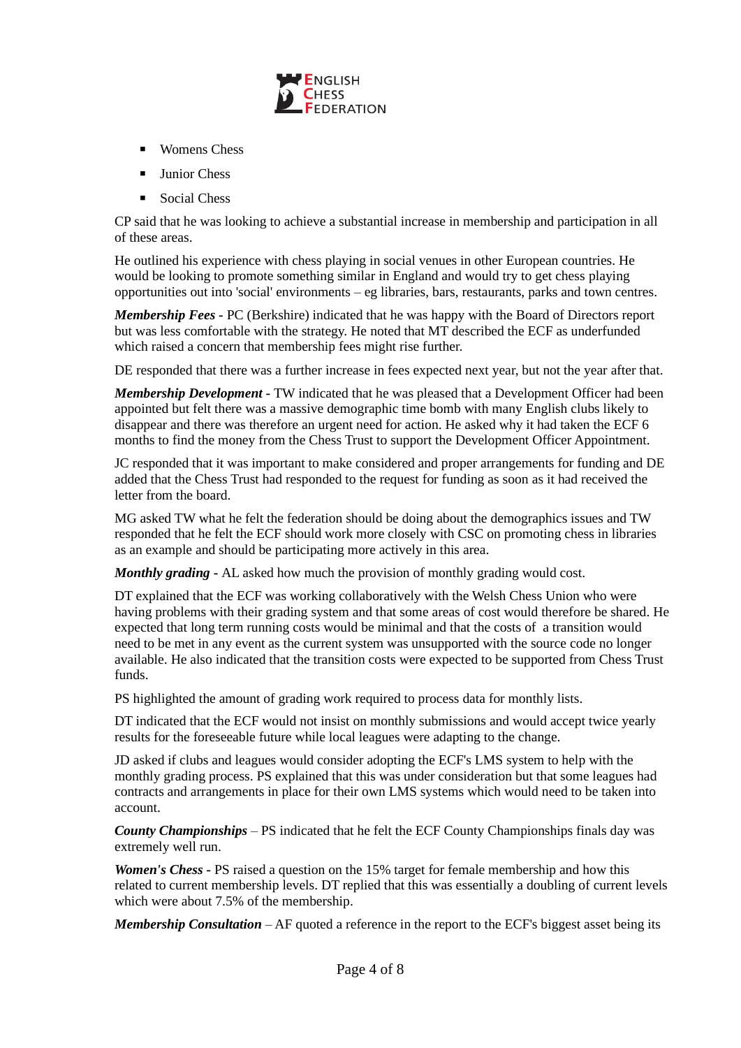- Womens Chess
- Junior Chess
- Social Chess

CP said that he was looking to achieve a substantial increase in membership and participation in all of these areas.

He outlined his experience with chess playing in social venues in other European countries. He would be looking to promote something similar in England and would try to get chess playing opportunities out into 'social' environments – eg libraries, bars, restaurants, parks and town centres.

***Membership Fees -*** PC (Berkshire) indicated that he was happy with the Board of Directors report but was less comfortable with the strategy. He noted that MT described the ECF as underfunded which raised a concern that membership fees might rise further.

DE responded that there was a further increase in fees expected next year, but not the year after that.

***Membership Development -*** TW indicated that he was pleased that a Development Officer had been appointed but felt there was a massive demographic time bomb with many English clubs likely to disappear and there was therefore an urgent need for action. He asked why it had taken the ECF 6 months to find the money from the Chess Trust to support the Development Officer Appointment.

JC responded that it was important to make considered and proper arrangements for funding and DE added that the Chess Trust had responded to the request for funding as soon as it had received the letter from the board.

MG asked TW what he felt the federation should be doing about the demographics issues and TW responded that he felt the ECF should work more closely with CSC on promoting chess in libraries as an example and should be participating more actively in this area.

***Monthly grading -*** AL asked how much the provision of monthly grading would cost.

DT explained that the ECF was working collaboratively with the Welsh Chess Union who were having problems with their grading system and that some areas of cost would therefore be shared. He expected that long term running costs would be minimal and that the costs of a transition would need to be met in any event as the current system was unsupported with the source code no longer available. He also indicated that the transition costs were expected to be supported from Chess Trust funds.

PS highlighted the amount of grading work required to process data for monthly lists.

DT indicated that the ECF would not insist on monthly submissions and would accept twice yearly results for the foreseeable future while local leagues were adapting to the change.

JD asked if clubs and leagues would consider adopting the ECF's LMS system to help with the monthly grading process. PS explained that this was under consideration but that some leagues had contracts and arrangements in place for their own LMS systems which would need to be taken into account.

***County Championships*** – PS indicated that he felt the ECF County Championships finals day was extremely well run.

***Women's Chess -*** PS raised a question on the 15% target for female membership and how this related to current membership levels. DT replied that this was essentially a doubling of current levels which were about 7.5% of the membership.

***Membership Consultation*** – AF quoted a reference in the report to the ECF's biggest asset being its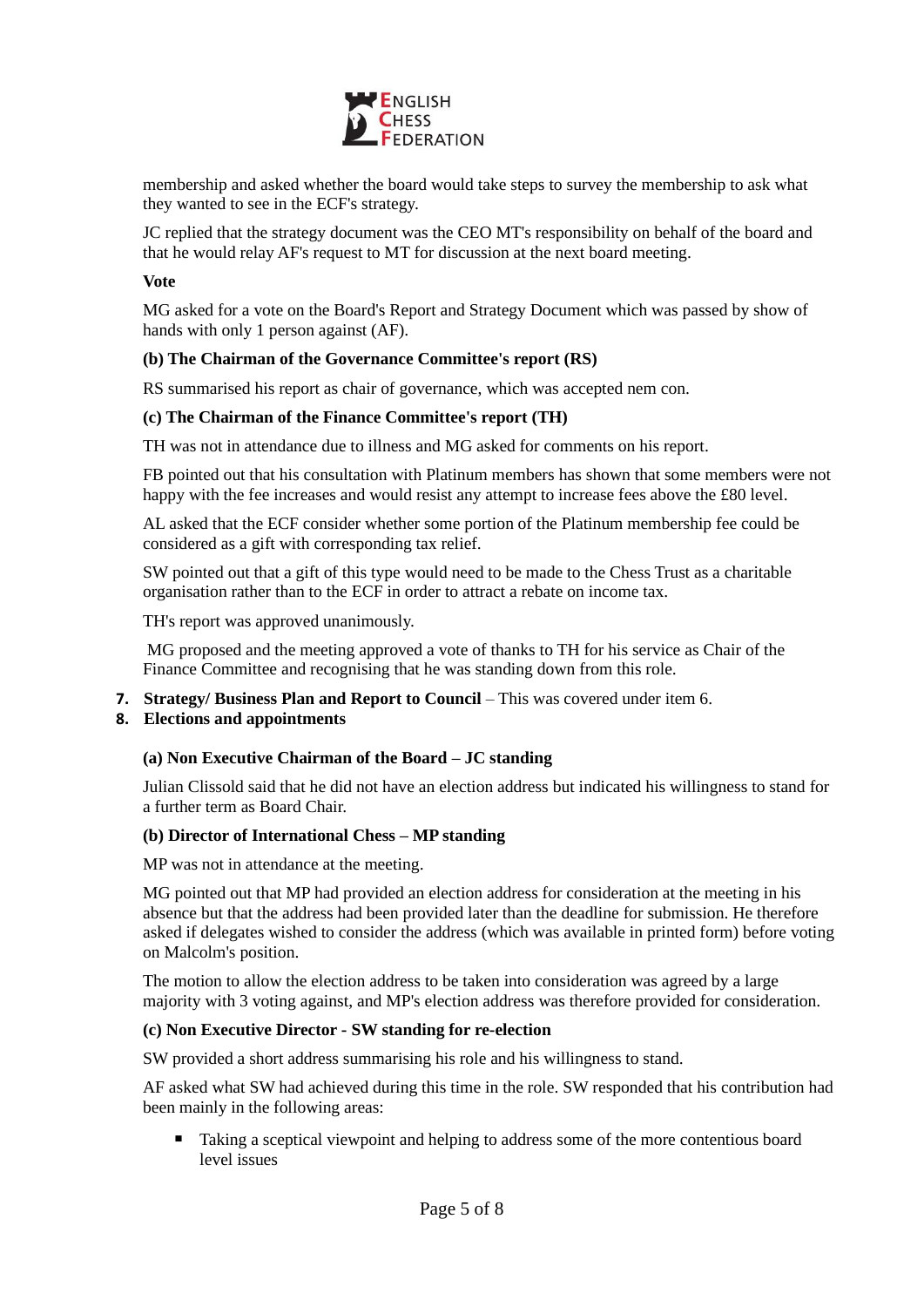membership and asked whether the board would take steps to survey the membership to ask what they wanted to see in the ECF's strategy.

JC replied that the strategy document was the CEO MT's responsibility on behalf of the board and that he would relay AF's request to MT for discussion at the next board meeting.

**Vote**

MG asked for a vote on the Board's Report and Strategy Document which was passed by show of hands with only 1 person against (AF).

**(b) The Chairman of the Governance Committee's report (RS)**

RS summarised his report as chair of governance, which was accepted nem con.

**(c) The Chairman of the Finance Committee's report (TH)**

TH was not in attendance due to illness and MG asked for comments on his report.

FB pointed out that his consultation with Platinum members has shown that some members were not happy with the fee increases and would resist any attempt to increase fees above the £80 level.

AL asked that the ECF consider whether some portion of the Platinum membership fee could be considered as a gift with corresponding tax relief.

SW pointed out that a gift of this type would need to be made to the Chess Trust as a charitable organisation rather than to the ECF in order to attract a rebate on income tax.

TH's report was approved unanimously.

MG proposed and the meeting approved a vote of thanks to TH for his service as Chair of the Finance Committee and recognising that he was standing down from this role.

7. **Strategy/ Business Plan and Report to Council** – This was covered under item 6.
8. **Elections and appointments**

**(a) Non Executive Chairman of the Board – JC standing**

Julian Clissold said that he did not have an election address but indicated his willingness to stand for a further term as Board Chair.

**(b) Director of International Chess – MP standing**

MP was not in attendance at the meeting.

MG pointed out that MP had provided an election address for consideration at the meeting in his absence but that the address had been provided later than the deadline for submission. He therefore asked if delegates wished to consider the address (which was available in printed form) before voting on Malcolm's position.

The motion to allow the election address to be taken into consideration was agreed by a large majority with 3 voting against, and MP's election address was therefore provided for consideration.

**(c) Non Executive Director - SW standing for re-election**

SW provided a short address summarising his role and his willingness to stand.

AF asked what SW had achieved during this time in the role. SW responded that his contribution had been mainly in the following areas:

- Taking a sceptical viewpoint and helping to address some of the more contentious board level issues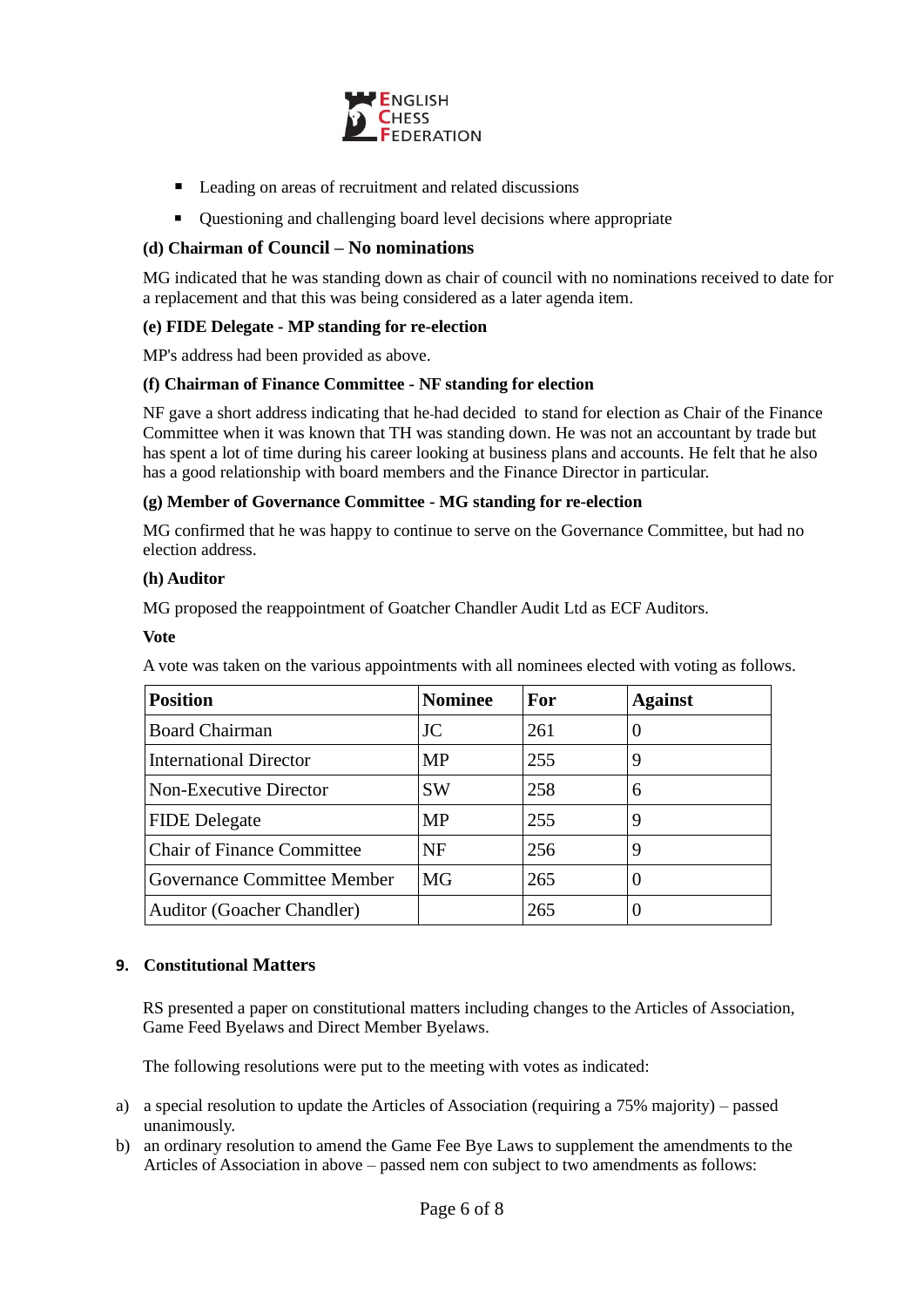- Leading on areas of recruitment and related discussions
- Questioning and challenging board level decisions where appropriate

**(d) Chairman of Council – No nominations**

MG indicated that he was standing down as chair of council with no nominations received to date for a replacement and that this was being considered as a later agenda item.

**(e) FIDE Delegate - MP standing for re-election**

MP's address had been provided as above.

**(f) Chairman of Finance Committee - NF standing for election**

NF gave a short address indicating that he had decided to stand for election as Chair of the Finance Committee when it was known that TH was standing down. He was not an accountant by trade but has spent a lot of time during his career looking at business plans and accounts. He felt that he also has a good relationship with board members and the Finance Director in particular.

**(g) Member of Governance Committee - MG standing for re-election**

MG confirmed that he was happy to continue to serve on the Governance Committee, but had no election address.

**(h) Auditor**

MG proposed the reappointment of Goatcher Chandler Audit Ltd as ECF Auditors.

**Vote**

A vote was taken on the various appointments with all nominees elected with voting as follows.

| Position | Nominee | For | Against |
|---|---|---|---|
| Board Chairman | JC | 261 | 0 |
| International Director | MP | 255 | 9 |
| Non-Executive Director | SW | 258 | 6 |
| FIDE Delegate | MP | 255 | 9 |
| Chair of Finance Committee | NF | 256 | 9 |
| Governance Committee Member | MG | 265 | 0 |
| Auditor (Goacher Chandler) | | 265 | 0 |

## 9. Constitutional Matters

RS presented a paper on constitutional matters including changes to the Articles of Association, Game Feed Byelaws and Direct Member Byelaws.

The following resolutions were put to the meeting with votes as indicated:

a) a special resolution to update the Articles of Association (requiring a 75% majority) – passed unanimously.

b) an ordinary resolution to amend the Game Fee Bye Laws to supplement the amendments to the Articles of Association in above – passed nem con subject to two amendments as follows: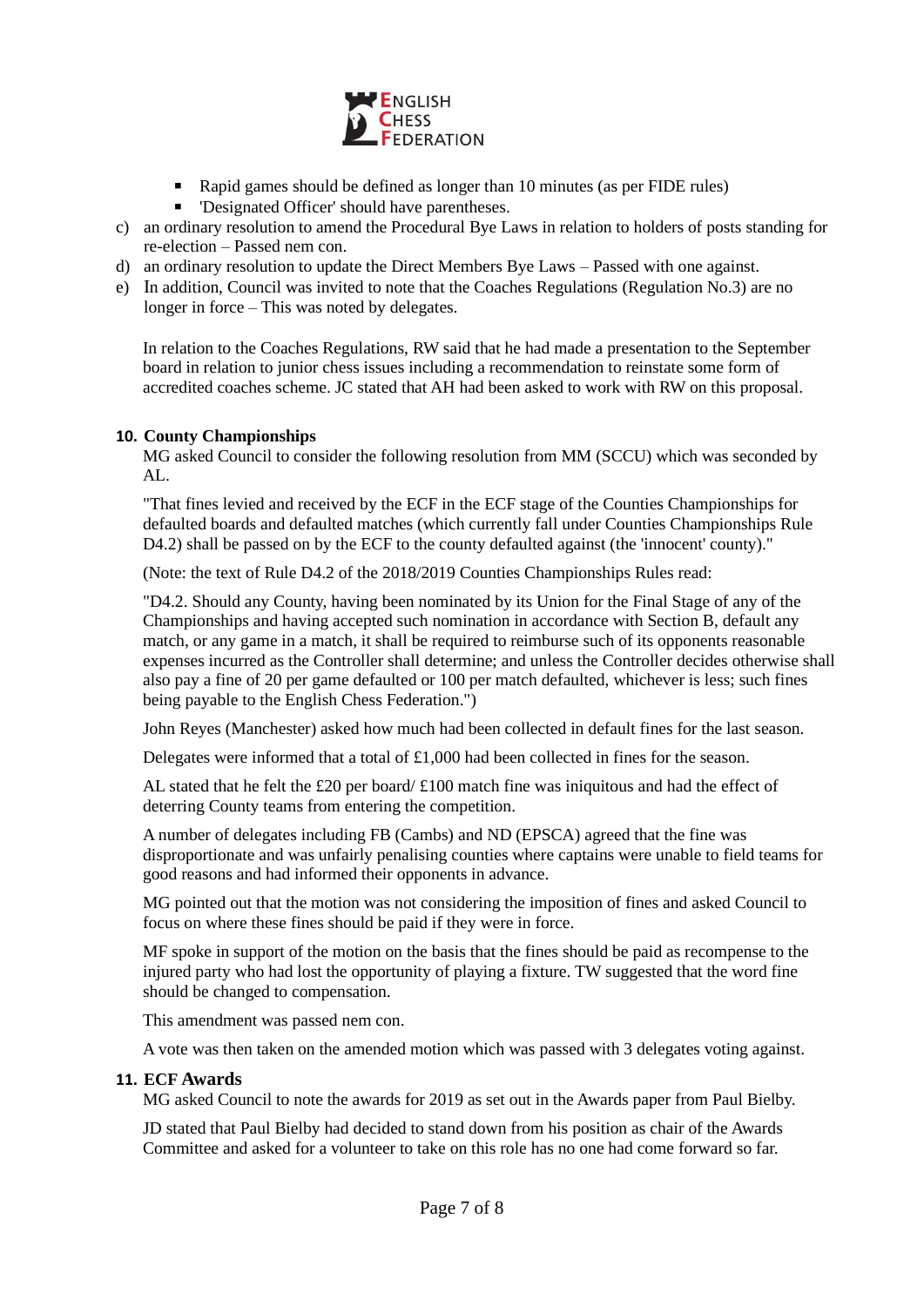- Rapid games should be defined as longer than 10 minutes (as per FIDE rules)
- 'Designated Officer' should have parentheses.

c) an ordinary resolution to amend the Procedural Bye Laws in relation to holders of posts standing for re-election – Passed nem con.

d) an ordinary resolution to update the Direct Members Bye Laws – Passed with one against.

e) In addition, Council was invited to note that the Coaches Regulations (Regulation No.3) are no longer in force – This was noted by delegates.

In relation to the Coaches Regulations, RW said that he had made a presentation to the September board in relation to junior chess issues including a recommendation to reinstate some form of accredited coaches scheme. JC stated that AH had been asked to work with RW on this proposal.

**10. County Championships**

MG asked Council to consider the following resolution from MM (SCCU) which was seconded by AL.

"That fines levied and received by the ECF in the ECF stage of the Counties Championships for defaulted boards and defaulted matches (which currently fall under Counties Championships Rule D4.2) shall be passed on by the ECF to the county defaulted against (the 'innocent' county)."

(Note: the text of Rule D4.2 of the 2018/2019 Counties Championships Rules read:

"D4.2. Should any County, having been nominated by its Union for the Final Stage of any of the Championships and having accepted such nomination in accordance with Section B, default any match, or any game in a match, it shall be required to reimburse such of its opponents reasonable expenses incurred as the Controller shall determine; and unless the Controller decides otherwise shall also pay a fine of 20 per game defaulted or 100 per match defaulted, whichever is less; such fines being payable to the English Chess Federation.")

John Reyes (Manchester) asked how much had been collected in default fines for the last season.

Delegates were informed that a total of £1,000 had been collected in fines for the season.

AL stated that he felt the £20 per board/ £100 match fine was iniquitous and had the effect of deterring County teams from entering the competition.

A number of delegates including FB (Cambs) and ND (EPSCA) agreed that the fine was disproportionate and was unfairly penalising counties where captains were unable to field teams for good reasons and had informed their opponents in advance.

MG pointed out that the motion was not considering the imposition of fines and asked Council to focus on where these fines should be paid if they were in force.

MF spoke in support of the motion on the basis that the fines should be paid as recompense to the injured party who had lost the opportunity of playing a fixture. TW suggested that the word fine should be changed to compensation.

This amendment was passed nem con.

A vote was then taken on the amended motion which was passed with 3 delegates voting against.

**11. ECF Awards**

MG asked Council to note the awards for 2019 as set out in the Awards paper from Paul Bielby.

JD stated that Paul Bielby had decided to stand down from his position as chair of the Awards Committee and asked for a volunteer to take on this role has no one had come forward so far.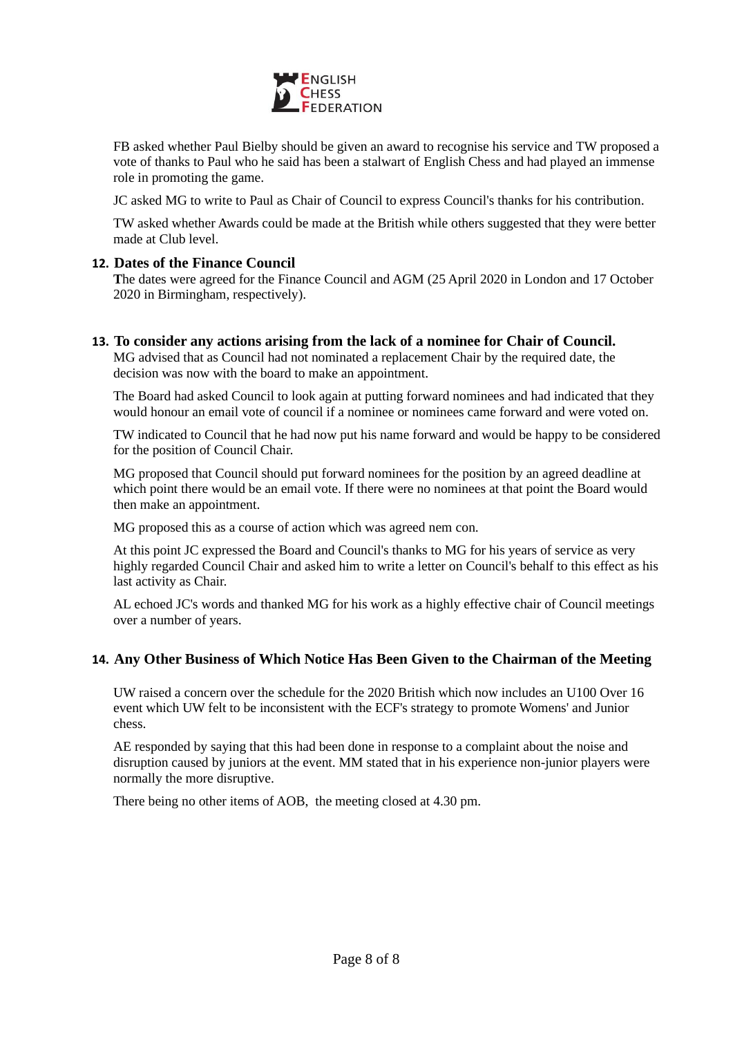FB asked whether Paul Bielby should be given an award to recognise his service and TW proposed a vote of thanks to Paul who he said has been a stalwart of English Chess and had played an immense role in promoting the game.

JC asked MG to write to Paul as Chair of Council to express Council's thanks for his contribution.

TW asked whether Awards could be made at the British while others suggested that they were better made at Club level.

## 12. Dates of the Finance Council

**T**he dates were agreed for the Finance Council and AGM (25 April 2020 in London and 17 October 2020 in Birmingham, respectively).

## 13. To consider any actions arising from the lack of a nominee for Chair of Council.

MG advised that as Council had not nominated a replacement Chair by the required date, the decision was now with the board to make an appointment.

The Board had asked Council to look again at putting forward nominees and had indicated that they would honour an email vote of council if a nominee or nominees came forward and were voted on.

TW indicated to Council that he had now put his name forward and would be happy to be considered for the position of Council Chair.

MG proposed that Council should put forward nominees for the position by an agreed deadline at which point there would be an email vote. If there were no nominees at that point the Board would then make an appointment.

MG proposed this as a course of action which was agreed nem con.

At this point JC expressed the Board and Council's thanks to MG for his years of service as very highly regarded Council Chair and asked him to write a letter on Council's behalf to this effect as his last activity as Chair.

AL echoed JC's words and thanked MG for his work as a highly effective chair of Council meetings over a number of years.

## 14. Any Other Business of Which Notice Has Been Given to the Chairman of the Meeting

UW raised a concern over the schedule for the 2020 British which now includes an U100 Over 16 event which UW felt to be inconsistent with the ECF's strategy to promote Womens' and Junior chess.

AE responded by saying that this had been done in response to a complaint about the noise and disruption caused by juniors at the event. MM stated that in his experience non-junior players were normally the more disruptive.

There being no other items of AOB, the meeting closed at 4.30 pm.